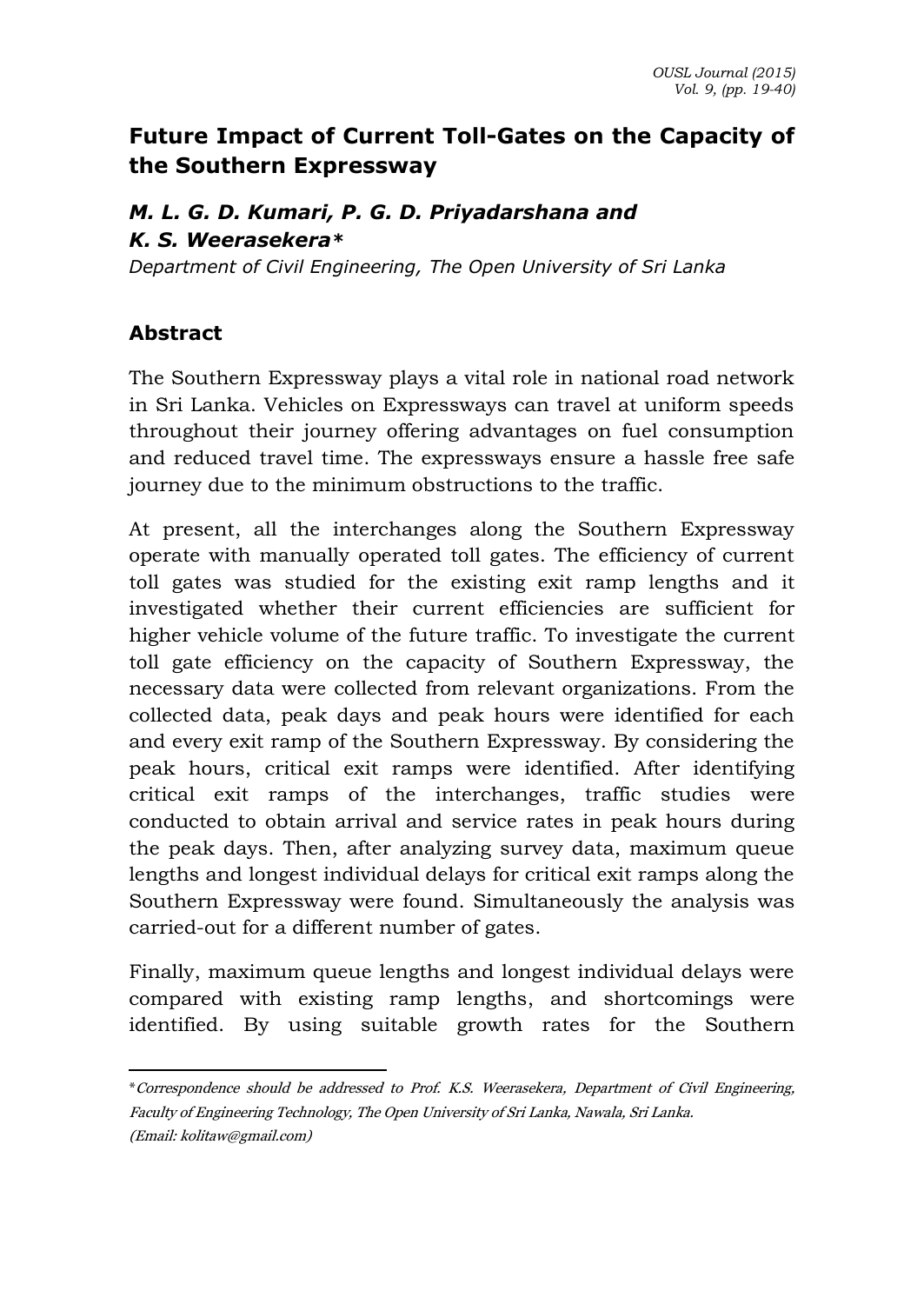# Future Impact of Current Toll-Gates on the Capacity of the Southern Expressway

***M. L. G. D. Kumari, P. G. D. Priyadarshana and K. S. Weerasekera****

*Department of Civil Engineering, The Open University of Sri Lanka*

## Abstract

The Southern Expressway plays a vital role in national road network in Sri Lanka. Vehicles on Expressways can travel at uniform speeds throughout their journey offering advantages on fuel consumption and reduced travel time. The expressways ensure a hassle free safe journey due to the minimum obstructions to the traffic.

At present, all the interchanges along the Southern Expressway operate with manually operated toll gates. The efficiency of current toll gates was studied for the existing exit ramp lengths and it investigated whether their current efficiencies are sufficient for higher vehicle volume of the future traffic. To investigate the current toll gate efficiency on the capacity of Southern Expressway, the necessary data were collected from relevant organizations. From the collected data, peak days and peak hours were identified for each and every exit ramp of the Southern Expressway. By considering the peak hours, critical exit ramps were identified. After identifying critical exit ramps of the interchanges, traffic studies were conducted to obtain arrival and service rates in peak hours during the peak days. Then, after analyzing survey data, maximum queue lengths and longest individual delays for critical exit ramps along the Southern Expressway were found. Simultaneously the analysis was carried-out for a different number of gates.

Finally, maximum queue lengths and longest individual delays were compared with existing ramp lengths, and shortcomings were identified. By using suitable growth rates for the Southern

---

*Correspondence should be addressed to Prof. K.S. Weerasekera, Department of Civil Engineering, Faculty of Engineering Technology, The Open University of Sri Lanka, Nawala, Sri Lanka. (Email: kolitaw@gmail.com)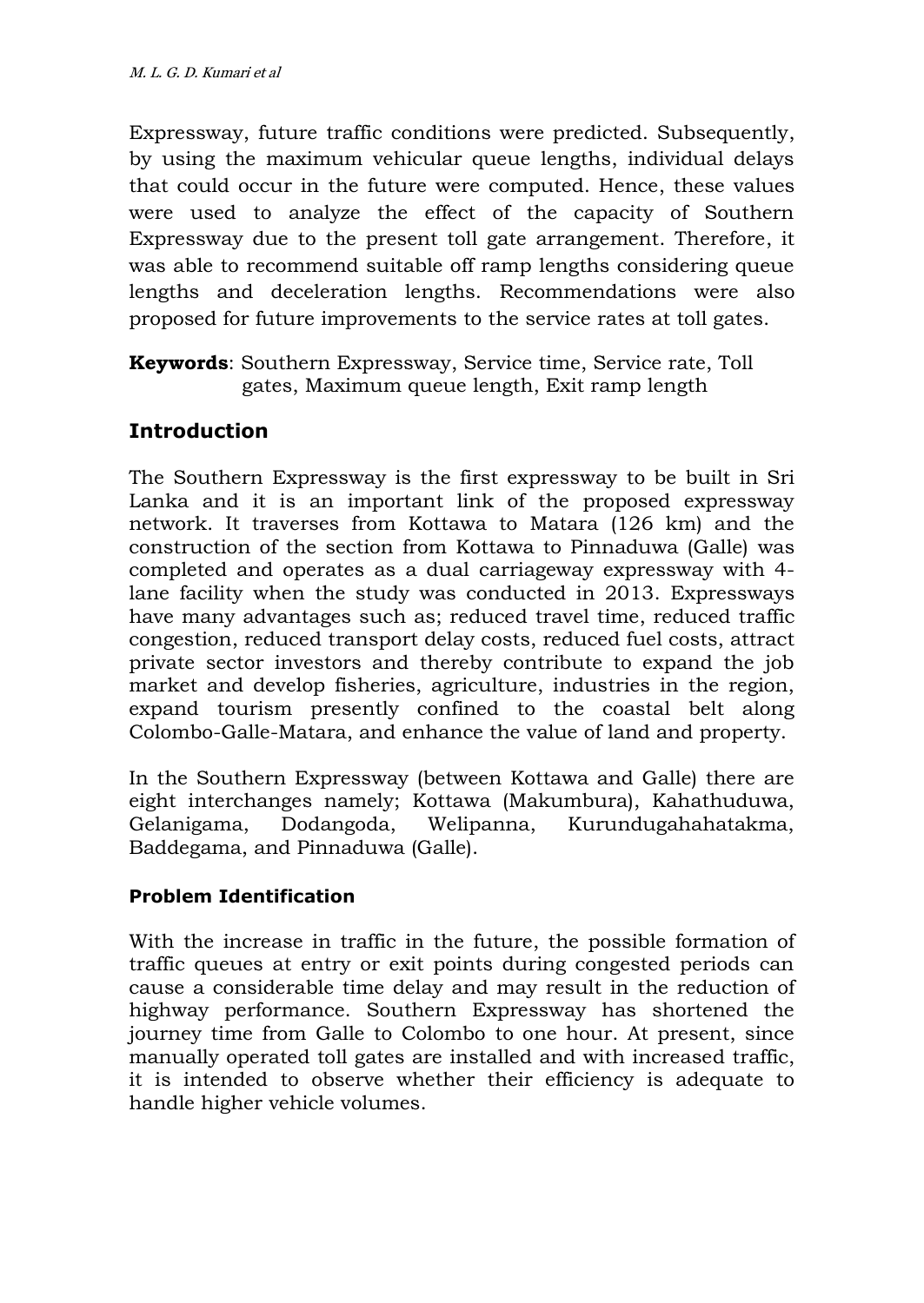Expressway, future traffic conditions were predicted. Subsequently, by using the maximum vehicular queue lengths, individual delays that could occur in the future were computed. Hence, these values were used to analyze the effect of the capacity of Southern Expressway due to the present toll gate arrangement. Therefore, it was able to recommend suitable off ramp lengths considering queue lengths and deceleration lengths. Recommendations were also proposed for future improvements to the service rates at toll gates.

**Keywords**: Southern Expressway, Service time, Service rate, Toll gates, Maximum queue length, Exit ramp length

## Introduction

The Southern Expressway is the first expressway to be built in Sri Lanka and it is an important link of the proposed expressway network. It traverses from Kottawa to Matara (126 km) and the construction of the section from Kottawa to Pinnaduwa (Galle) was completed and operates as a dual carriageway expressway with 4-lane facility when the study was conducted in 2013. Expressways have many advantages such as; reduced travel time, reduced traffic congestion, reduced transport delay costs, reduced fuel costs, attract private sector investors and thereby contribute to expand the job market and develop fisheries, agriculture, industries in the region, expand tourism presently confined to the coastal belt along Colombo-Galle-Matara, and enhance the value of land and property.

In the Southern Expressway (between Kottawa and Galle) there are eight interchanges namely; Kottawa (Makumbura), Kahathuduwa, Gelanigama, Dodangoda, Welipanna, Kurundugahahatakma, Baddegama, and Pinnaduwa (Galle).

### Problem Identification

With the increase in traffic in the future, the possible formation of traffic queues at entry or exit points during congested periods can cause a considerable time delay and may result in the reduction of highway performance. Southern Expressway has shortened the journey time from Galle to Colombo to one hour. At present, since manually operated toll gates are installed and with increased traffic, it is intended to observe whether their efficiency is adequate to handle higher vehicle volumes.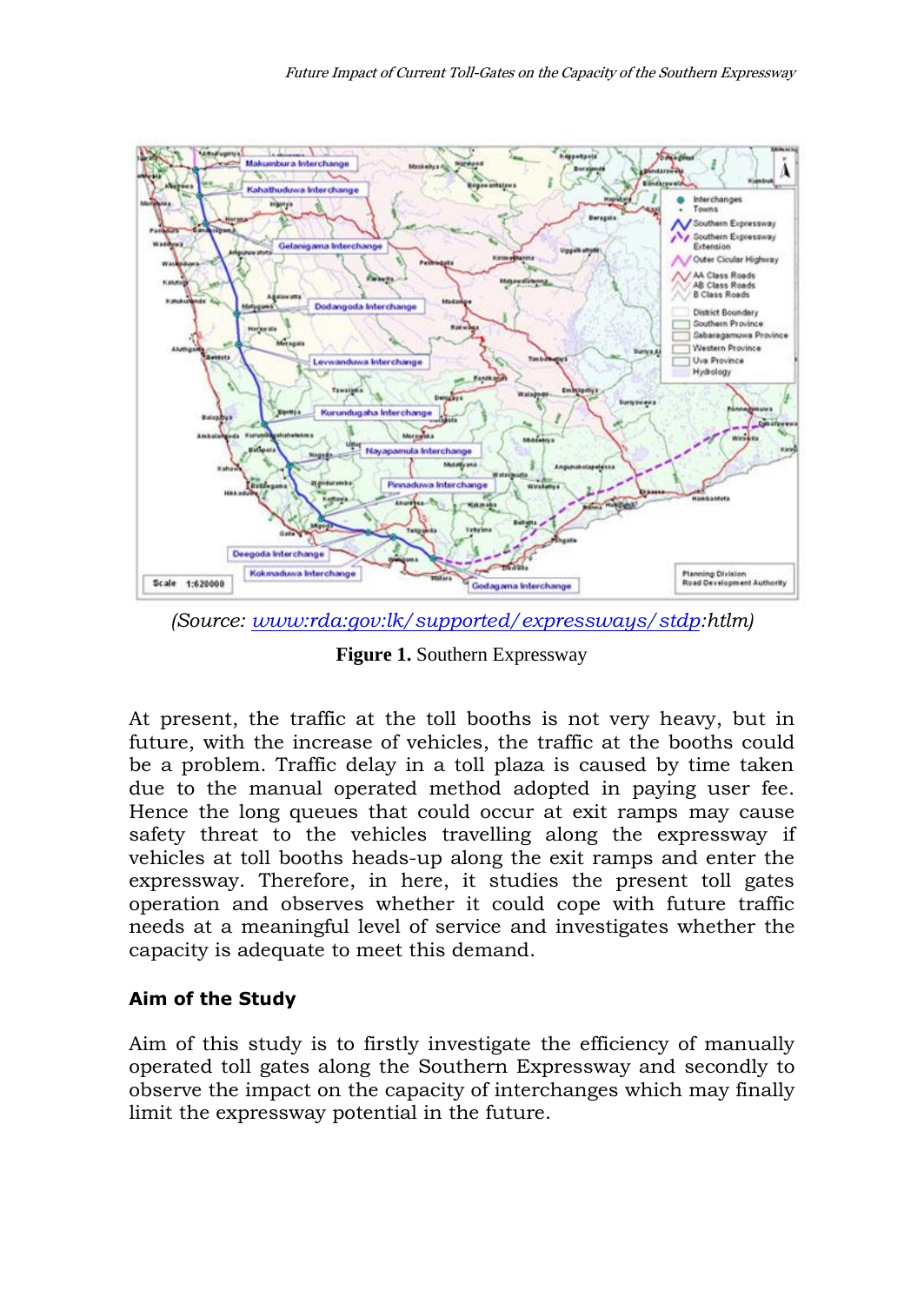(Source: www:rda:gov:lk/supported/expressways/stdp:htlm)

**Figure 1.** Southern Expressway

At present, the traffic at the toll booths is not very heavy, but in future, with the increase of vehicles, the traffic at the booths could be a problem. Traffic delay in a toll plaza is caused by time taken due to the manual operated method adopted in paying user fee. Hence the long queues that could occur at exit ramps may cause safety threat to the vehicles travelling along the expressway if vehicles at toll booths heads-up along the exit ramps and enter the expressway. Therefore, in here, it studies the present toll gates operation and observes whether it could cope with future traffic needs at a meaningful level of service and investigates whether the capacity is adequate to meet this demand.

### Aim of the Study

Aim of this study is to firstly investigate the efficiency of manually operated toll gates along the Southern Expressway and secondly to observe the impact on the capacity of interchanges which may finally limit the expressway potential in the future.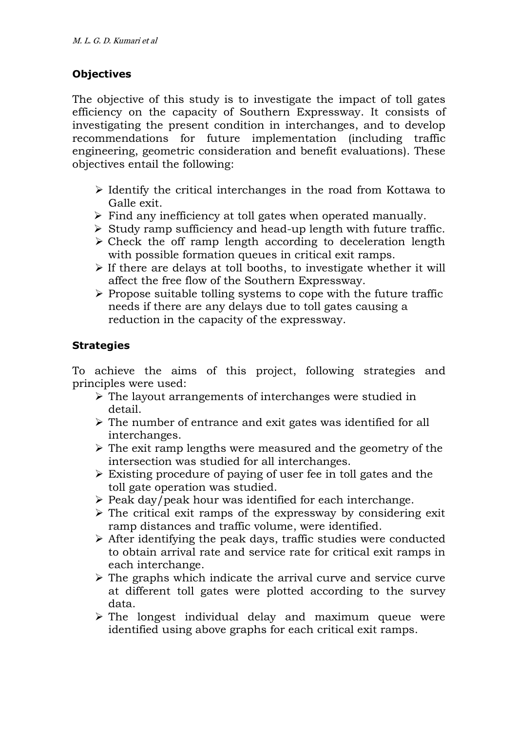**Objectives**

The objective of this study is to investigate the impact of toll gates efficiency on the capacity of Southern Expressway. It consists of investigating the present condition in interchanges, and to develop recommendations for future implementation (including traffic engineering, geometric consideration and benefit evaluations). These objectives entail the following:

- Identify the critical interchanges in the road from Kottawa to Galle exit.
- Find any inefficiency at toll gates when operated manually.
- Study ramp sufficiency and head-up length with future traffic.
- Check the off ramp length according to deceleration length with possible formation queues in critical exit ramps.
- If there are delays at toll booths, to investigate whether it will affect the free flow of the Southern Expressway.
- Propose suitable tolling systems to cope with the future traffic needs if there are any delays due to toll gates causing a reduction in the capacity of the expressway.

**Strategies**

To achieve the aims of this project, following strategies and principles were used:

- The layout arrangements of interchanges were studied in detail.
- The number of entrance and exit gates was identified for all interchanges.
- The exit ramp lengths were measured and the geometry of the intersection was studied for all interchanges.
- Existing procedure of paying of user fee in toll gates and the toll gate operation was studied.
- Peak day/peak hour was identified for each interchange.
- The critical exit ramps of the expressway by considering exit ramp distances and traffic volume, were identified.
- After identifying the peak days, traffic studies were conducted to obtain arrival rate and service rate for critical exit ramps in each interchange.
- The graphs which indicate the arrival curve and service curve at different toll gates were plotted according to the survey data.
- The longest individual delay and maximum queue were identified using above graphs for each critical exit ramps.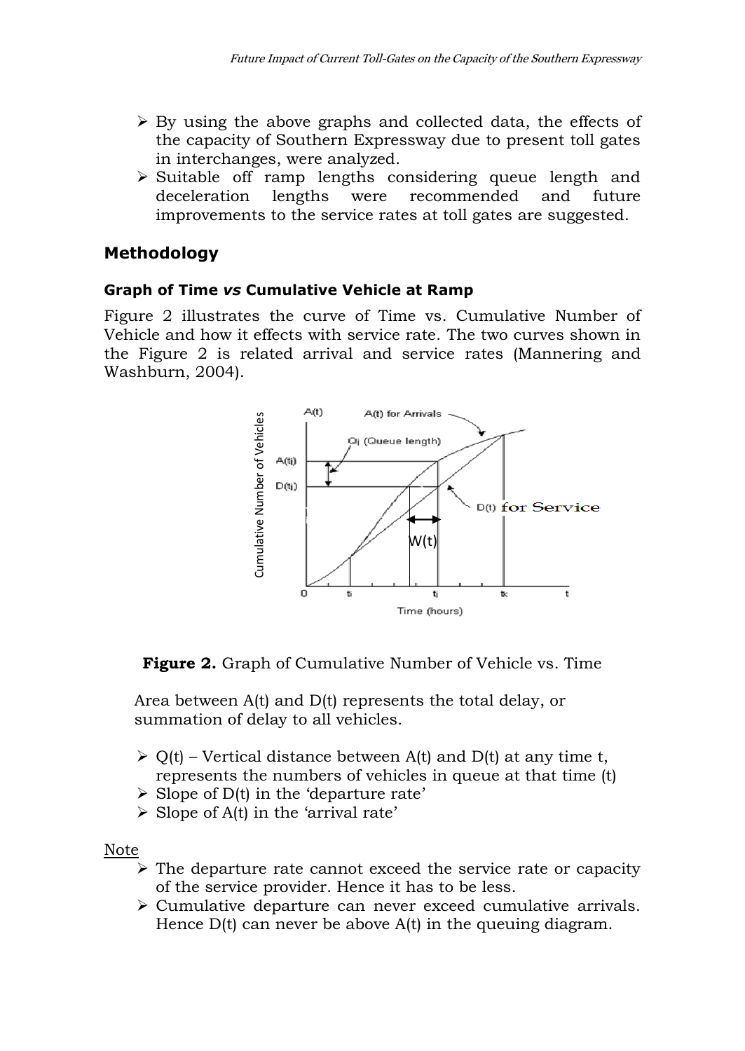- By using the above graphs and collected data, the effects of the capacity of Southern Expressway due to present toll gates in interchanges, were analyzed.
- Suitable off ramp lengths considering queue length and deceleration lengths were recommended and future improvements to the service rates at toll gates are suggested.

## Methodology

### Graph of Time *vs* Cumulative Vehicle at Ramp

Figure 2 illustrates the curve of Time vs. Cumulative Number of Vehicle and how it effects with service rate. The two curves shown in the Figure 2 is related arrival and service rates (Mannering and Washburn, 2004).

**Figure 2.** Graph of Cumulative Number of Vehicle vs. Time

Area between A(t) and D(t) represents the total delay, or summation of delay to all vehicles.

- Q(t) – Vertical distance between A(t) and D(t) at any time t, represents the numbers of vehicles in queue at that time (t)
- Slope of D(t) in the 'departure rate'
- Slope of A(t) in the 'arrival rate'

Note

- The departure rate cannot exceed the service rate or capacity of the service provider. Hence it has to be less.
- Cumulative departure can never exceed cumulative arrivals. Hence D(t) can never be above A(t) in the queuing diagram.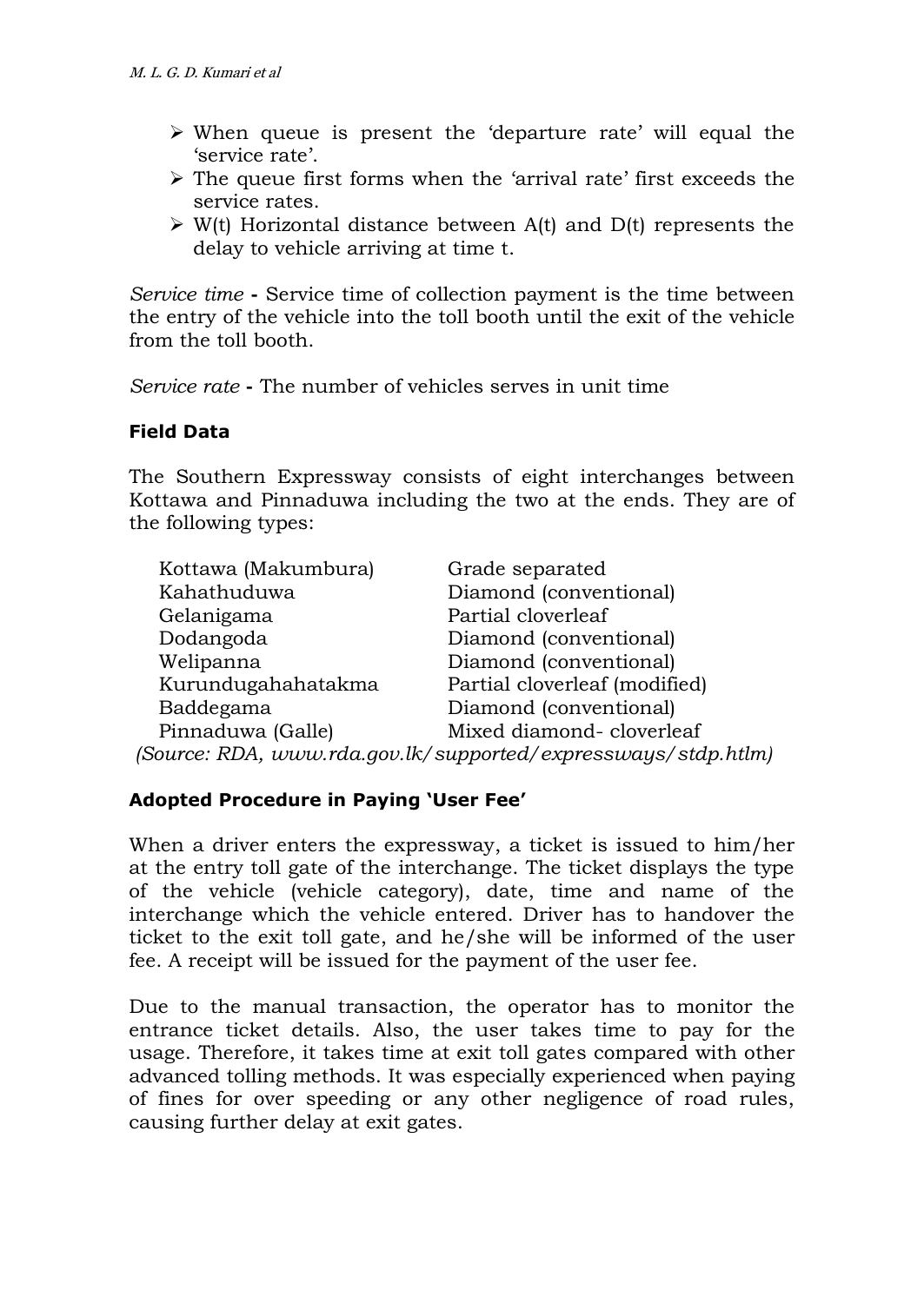- When queue is present the 'departure rate' will equal the 'service rate'.
- The queue first forms when the 'arrival rate' first exceeds the service rates.
- W(t) Horizontal distance between A(t) and D(t) represents the delay to vehicle arriving at time t.

*Service time* **-** Service time of collection payment is the time between the entry of the vehicle into the toll booth until the exit of the vehicle from the toll booth.

*Service rate* **-** The number of vehicles serves in unit time

**Field Data**

The Southern Expressway consists of eight interchanges between Kottawa and Pinnaduwa including the two at the ends. They are of the following types:

| | |
|---|---|
| Kottawa (Makumbura) | Grade separated |
| Kahathuduwa | Diamond (conventional) |
| Gelanigama | Partial cloverleaf |
| Dodangoda | Diamond (conventional) |
| Welipanna | Diamond (conventional) |
| Kurundugahahatakma | Partial cloverleaf (modified) |
| Baddegama | Diamond (conventional) |
| Pinnaduwa (Galle) | Mixed diamond- cloverleaf |

*(Source: RDA, www.rda.gov.lk/supported/expressways/stdp.htlm)*

**Adopted Procedure in Paying 'User Fee'**

When a driver enters the expressway, a ticket is issued to him/her at the entry toll gate of the interchange. The ticket displays the type of the vehicle (vehicle category), date, time and name of the interchange which the vehicle entered. Driver has to handover the ticket to the exit toll gate, and he/she will be informed of the user fee. A receipt will be issued for the payment of the user fee.

Due to the manual transaction, the operator has to monitor the entrance ticket details. Also, the user takes time to pay for the usage. Therefore, it takes time at exit toll gates compared with other advanced tolling methods. It was especially experienced when paying of fines for over speeding or any other negligence of road rules, causing further delay at exit gates.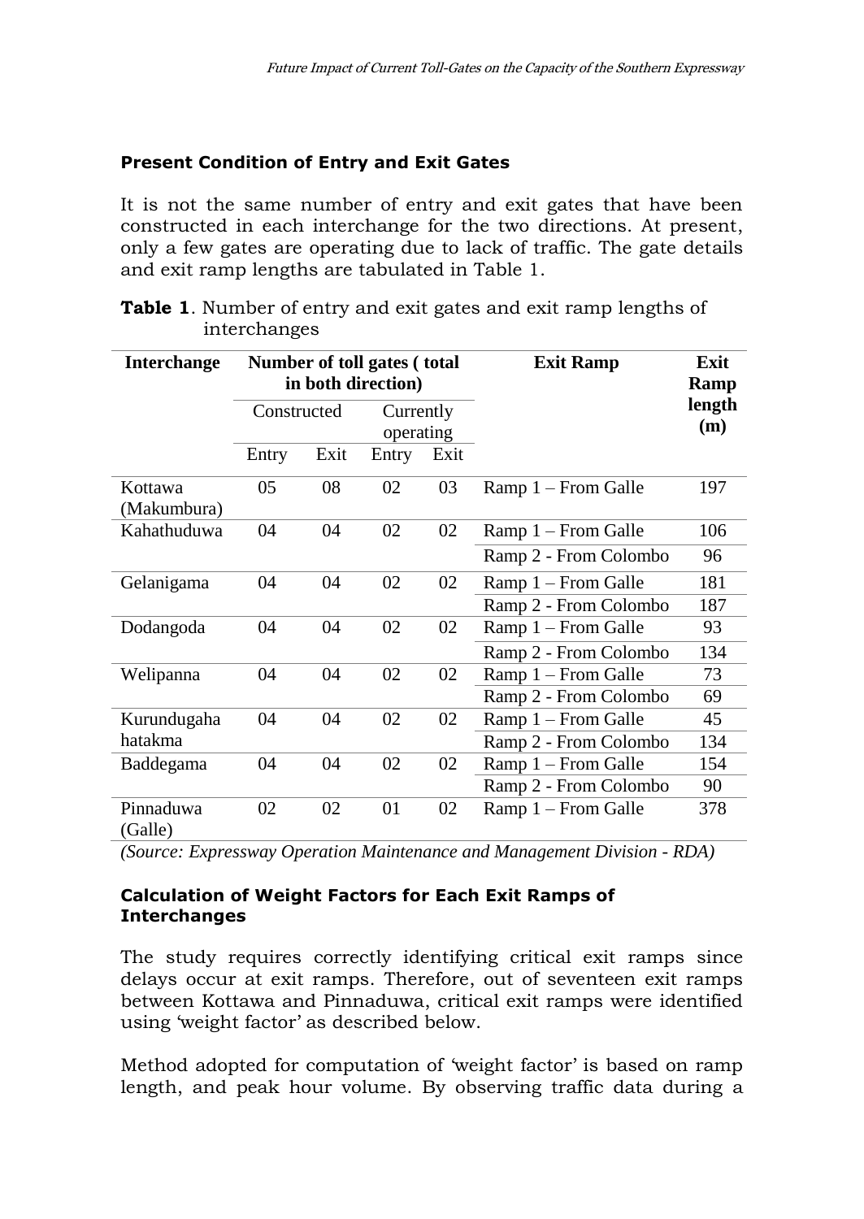### Present Condition of Entry and Exit Gates

It is not the same number of entry and exit gates that have been constructed in each interchange for the two directions. At present, only a few gates are operating due to lack of traffic. The gate details and exit ramp lengths are tabulated in Table 1.

**Table 1**. Number of entry and exit gates and exit ramp lengths of interchanges

| Interchange | Number of toll gates ( total in both direction) | | | | Exit Ramp | Exit Ramp length (m) |
|---|---|---|---|---|---|---|
| | Constructed | | Currently operating | | | |
| | Entry | Exit | Entry | Exit | | |
| Kottawa (Makumbura) | 05 | 08 | 02 | 03 | Ramp 1 – From Galle | 197 |
| Kahathuduwa | 04 | 04 | 02 | 02 | Ramp 1 – From Galle | 106 |
| | | | | | Ramp 2 - From Colombo | 96 |
| Gelanigama | 04 | 04 | 02 | 02 | Ramp 1 – From Galle | 181 |
| | | | | | Ramp 2 - From Colombo | 187 |
| Dodangoda | 04 | 04 | 02 | 02 | Ramp 1 – From Galle | 93 |
| | | | | | Ramp 2 - From Colombo | 134 |
| Welipanna | 04 | 04 | 02 | 02 | Ramp 1 – From Galle | 73 |
| | | | | | Ramp 2 - From Colombo | 69 |
| Kurundugaha hatakma | 04 | 04 | 02 | 02 | Ramp 1 – From Galle | 45 |
| | | | | | Ramp 2 - From Colombo | 134 |
| Baddegama | 04 | 04 | 02 | 02 | Ramp 1 – From Galle | 154 |
| | | | | | Ramp 2 - From Colombo | 90 |
| Pinnaduwa (Galle) | 02 | 02 | 01 | 02 | Ramp 1 – From Galle | 378 |

*(Source: Expressway Operation Maintenance and Management Division - RDA)*

### Calculation of Weight Factors for Each Exit Ramps of Interchanges

The study requires correctly identifying critical exit ramps since delays occur at exit ramps. Therefore, out of seventeen exit ramps between Kottawa and Pinnaduwa, critical exit ramps were identified using 'weight factor' as described below.

Method adopted for computation of 'weight factor' is based on ramp length, and peak hour volume. By observing traffic data during a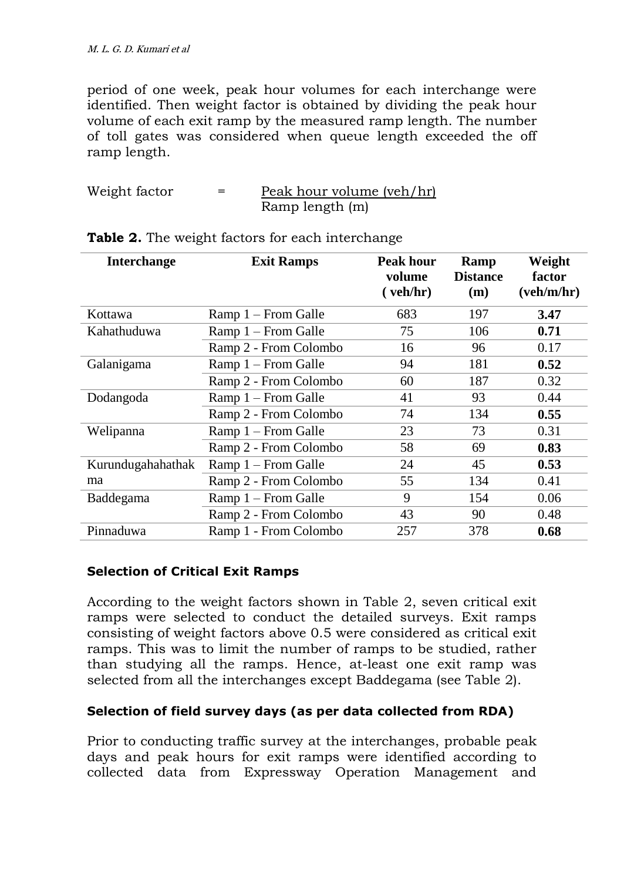period of one week, peak hour volumes for each interchange were identified. Then weight factor is obtained by dividing the peak hour volume of each exit ramp by the measured ramp length. The number of toll gates was considered when queue length exceeded the off ramp length.

$$\text{Weight factor} = \frac{\text{Peak hour volume (veh/hr)}}{\text{Ramp length (m)}}$$

**Table 2.** The weight factors for each interchange

| Interchange | Exit Ramps | Peak hour volume (veh/hr) | Ramp Distance (m) | Weight factor (veh/m/hr) |
|---|---|---|---|---|
| Kottawa | Ramp 1 – From Galle | 683 | 197 | **3.47** |
| Kahathuduwa | Ramp 1 – From Galle | 75 | 106 | **0.71** |
| | Ramp 2 - From Colombo | 16 | 96 | 0.17 |
| Galanigama | Ramp 1 – From Galle | 94 | 181 | **0.52** |
| | Ramp 2 - From Colombo | 60 | 187 | 0.32 |
| Dodangoda | Ramp 1 – From Galle | 41 | 93 | 0.44 |
| | Ramp 2 - From Colombo | 74 | 134 | **0.55** |
| Welipanna | Ramp 1 – From Galle | 23 | 73 | 0.31 |
| | Ramp 2 - From Colombo | 58 | 69 | **0.83** |
| Kurundugahahathakma | Ramp 1 – From Galle | 24 | 45 | **0.53** |
| | Ramp 2 - From Colombo | 55 | 134 | 0.41 |
| Baddegama | Ramp 1 – From Galle | 9 | 154 | 0.06 |
| | Ramp 2 - From Colombo | 43 | 90 | 0.48 |
| Pinnaduwa | Ramp 1 - From Colombo | 257 | 378 | **0.68** |

### Selection of Critical Exit Ramps

According to the weight factors shown in Table 2, seven critical exit ramps were selected to conduct the detailed surveys. Exit ramps consisting of weight factors above 0.5 were considered as critical exit ramps. This was to limit the number of ramps to be studied, rather than studying all the ramps. Hence, at-least one exit ramp was selected from all the interchanges except Baddegama (see Table 2).

### Selection of field survey days (as per data collected from RDA)

Prior to conducting traffic survey at the interchanges, probable peak days and peak hours for exit ramps were identified according to collected data from Expressway Operation Management and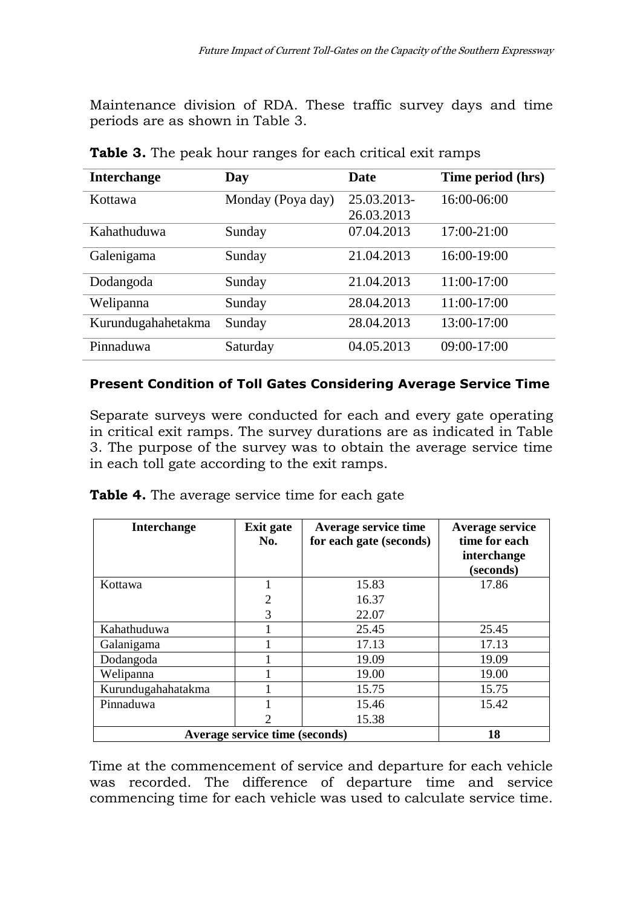Maintenance division of RDA. These traffic survey days and time periods are as shown in Table 3.

**Table 3.** The peak hour ranges for each critical exit ramps

| Interchange | Day | Date | Time period (hrs) |
|---|---|---|---|
| Kottawa | Monday (Poya day) | 25.03.2013-26.03.2013 | 16:00-06:00 |
| Kahathuduwa | Sunday | 07.04.2013 | 17:00-21:00 |
| Galenigama | Sunday | 21.04.2013 | 16:00-19:00 |
| Dodangoda | Sunday | 21.04.2013 | 11:00-17:00 |
| Welipanna | Sunday | 28.04.2013 | 11:00-17:00 |
| Kurundugahahetakma | Sunday | 28.04.2013 | 13:00-17:00 |
| Pinnaduwa | Saturday | 04.05.2013 | 09:00-17:00 |

### Present Condition of Toll Gates Considering Average Service Time

Separate surveys were conducted for each and every gate operating in critical exit ramps. The survey durations are as indicated in Table 3. The purpose of the survey was to obtain the average service time in each toll gate according to the exit ramps.

**Table 4.** The average service time for each gate

| Interchange | Exit gate No. | Average service time for each gate (seconds) | Average service time for each interchange (seconds) |
|---|---|---|---|
| Kottawa | 1 | 15.83 | 17.86 |
| | 2 | 16.37 | |
| | 3 | 22.07 | |
| Kahathuduwa | 1 | 25.45 | 25.45 |
| Galanigama | 1 | 17.13 | 17.13 |
| Dodangoda | 1 | 19.09 | 19.09 |
| Welipanna | 1 | 19.00 | 19.00 |
| Kurundugahahatakma | 1 | 15.75 | 15.75 |
| Pinnaduwa | 1 | 15.46 | 15.42 |
| | 2 | 15.38 | |
| **Average service time (seconds)** | | | **18** |

Time at the commencement of service and departure for each vehicle was recorded. The difference of departure time and service commencing time for each vehicle was used to calculate service time.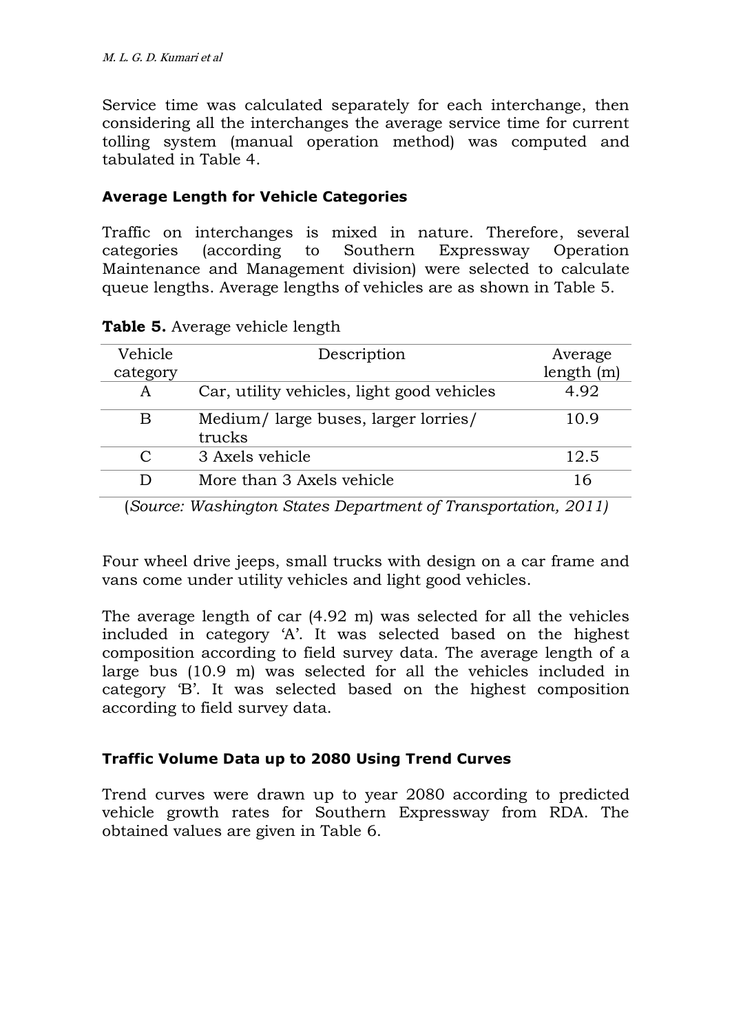Service time was calculated separately for each interchange, then considering all the interchanges the average service time for current tolling system (manual operation method) was computed and tabulated in Table 4.

### Average Length for Vehicle Categories

Traffic on interchanges is mixed in nature. Therefore, several categories (according to Southern Expressway Operation Maintenance and Management division) were selected to calculate queue lengths. Average lengths of vehicles are as shown in Table 5.

**Table 5.** Average vehicle length

| Vehicle category | Description | Average length (m) |
|---|---|---|
| A | Car, utility vehicles, light good vehicles | 4.92 |
| B | Medium/ large buses, larger lorries/ trucks | 10.9 |
| C | 3 Axels vehicle | 12.5 |
| D | More than 3 Axels vehicle | 16 |

(*Source: Washington States Department of Transportation, 2011)*

Four wheel drive jeeps, small trucks with design on a car frame and vans come under utility vehicles and light good vehicles.

The average length of car (4.92 m) was selected for all the vehicles included in category 'A'. It was selected based on the highest composition according to field survey data. The average length of a large bus (10.9 m) was selected for all the vehicles included in category 'B'. It was selected based on the highest composition according to field survey data.

### Traffic Volume Data up to 2080 Using Trend Curves

Trend curves were drawn up to year 2080 according to predicted vehicle growth rates for Southern Expressway from RDA. The obtained values are given in Table 6.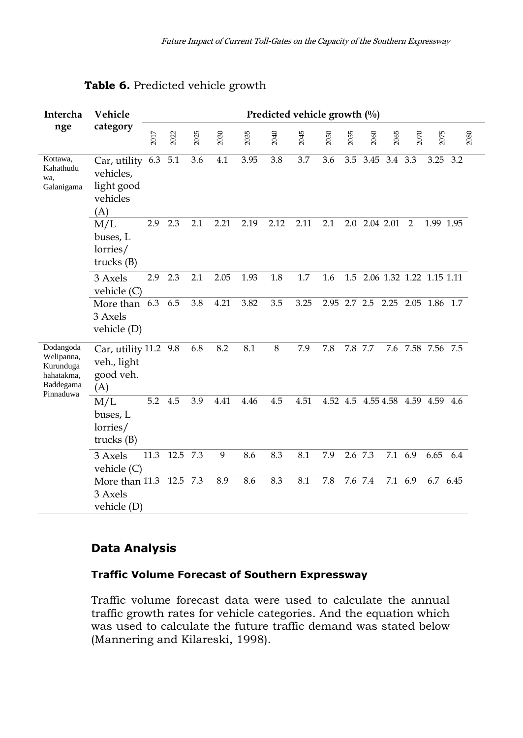**Table 6.** Predicted vehicle growth

| Interchange | Vehicle category | Predicted vehicle growth (%) | | | | | | | | | | | | | |
|---|---|---|---|---|---|---|---|---|---|---|---|---|---|---|---|
| | | 2017 | 2022 | 2025 | 2030 | 2035 | 2040 | 2045 | 2050 | 2055 | 2060 | 2065 | 2070 | 2075 | 2080 |
| Kottawa, Kahathuduwa, Galanigama | Car, utility vehicles, light good vehicles (A) | 6.3 | 5.1 | 3.6 | 4.1 | 3.95 | 3.8 | 3.7 | 3.6 | 3.5 | 3.45 | 3.4 | 3.3 | 3.25 | 3.2 |
| | M/L buses, L lorries/ trucks (B) | 2.9 | 2.3 | 2.1 | 2.21 | 2.19 | 2.12 | 2.11 | 2.1 | 2.0 | 2.04 | 2.01 | 2 | 1.99 | 1.95 |
| | 3 Axels vehicle (C) | 2.9 | 2.3 | 2.1 | 2.05 | 1.93 | 1.8 | 1.7 | 1.6 | 1.5 | 2.06 | 1.32 | 1.22 | 1.15 | 1.11 |
| | More than 3 Axels vehicle (D) | 6.3 | 6.5 | 3.8 | 4.21 | 3.82 | 3.5 | 3.25 | 2.95 | 2.7 | 2.5 | 2.25 | 2.05 | 1.86 | 1.7 |
| Dodangoda Welipanna, Kurunduga hahatakma, Baddegama Pinnaduwa | Car, utility veh., light good veh. (A) | 11.2 | 9.8 | 6.8 | 8.2 | 8.1 | 8 | 7.9 | 7.8 | 7.8 | 7.7 | 7.6 | 7.58 | 7.56 | 7.5 |
| | M/L buses, L lorries/ trucks (B) | 5.2 | 4.5 | 3.9 | 4.41 | 4.46 | 4.5 | 4.51 | 4.52 | 4.5 | 4.55 | 4.58 | 4.59 | 4.59 | 4.6 |
| | 3 Axels vehicle (C) | 11.3 | 12.5 | 7.3 | 9 | 8.6 | 8.3 | 8.1 | 7.9 | 2.6 | 7.3 | 7.1 | 6.9 | 6.65 | 6.4 |
| | More than 3 Axels vehicle (D) | 11.3 | 12.5 | 7.3 | 8.9 | 8.6 | 8.3 | 8.1 | 7.8 | 7.6 | 7.4 | 7.1 | 6.9 | 6.7 | 6.45 |

## Data Analysis

### Traffic Volume Forecast of Southern Expressway

Traffic volume forecast data were used to calculate the annual traffic growth rates for vehicle categories. And the equation which was used to calculate the future traffic demand was stated below (Mannering and Kilareski, 1998).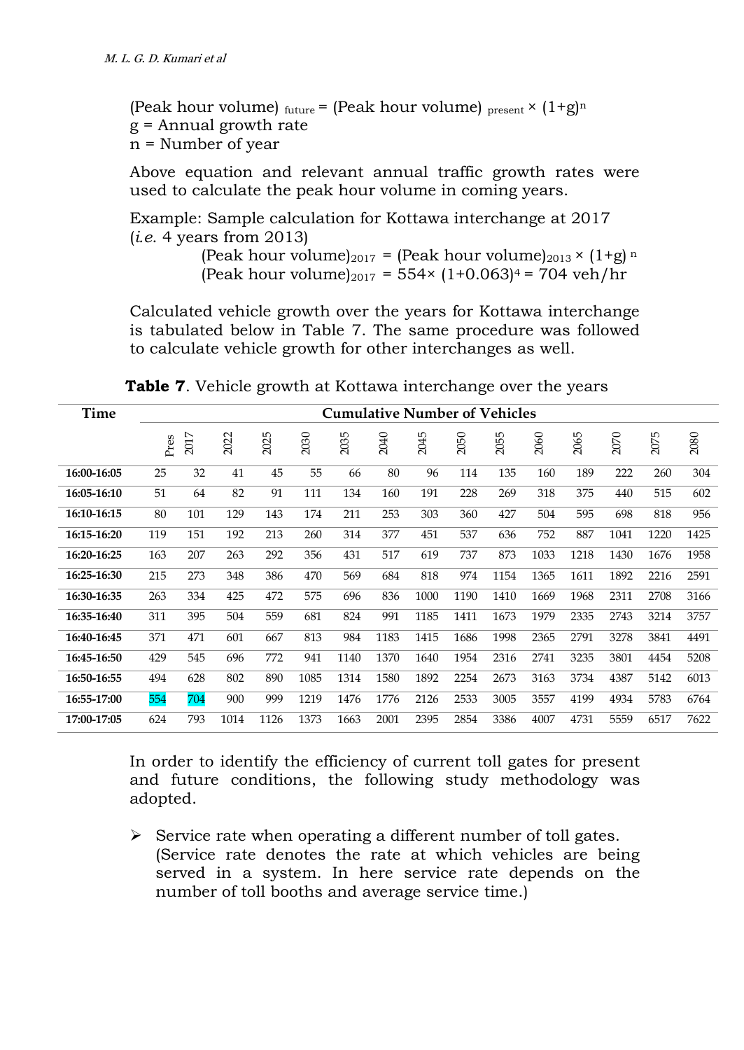$$(\text{Peak hour volume})_{\text{future}} = (\text{Peak hour volume})_{\text{present}} \times (1+g)^n$$

g = Annual growth rate

n = Number of year

Above equation and relevant annual traffic growth rates were used to calculate the peak hour volume in coming years.

Example: Sample calculation for Kottawa interchange at 2017 (*i.e.* 4 years from 2013)

$$(\text{Peak hour volume})_{2017} = (\text{Peak hour volume})_{2013} \times (1+g)^n$$

$$(\text{Peak hour volume})_{2017} = 554 \times (1+0.063)^4 = 704 \text{ veh/hr}$$

Calculated vehicle growth over the years for Kottawa interchange is tabulated below in Table 7. The same procedure was followed to calculate vehicle growth for other interchanges as well.

**Table 7**. Vehicle growth at Kottawa interchange over the years

| Time | Cumulative Number of Vehicles | | | | | | | | | | | | | | |
|---|---|---|---|---|---|---|---|---|---|---|---|---|---|---|---|
| | Pres | 2017 | 2022 | 2025 | 2030 | 2035 | 2040 | 2045 | 2050 | 2055 | 2060 | 2065 | 2070 | 2075 | 2080 |
| **16:00-16:05** | 25 | 32 | 41 | 45 | 55 | 66 | 80 | 96 | 114 | 135 | 160 | 189 | 222 | 260 | 304 |
| **16:05-16:10** | 51 | 64 | 82 | 91 | 111 | 134 | 160 | 191 | 228 | 269 | 318 | 375 | 440 | 515 | 602 |
| **16:10-16:15** | 80 | 101 | 129 | 143 | 174 | 211 | 253 | 303 | 360 | 427 | 504 | 595 | 698 | 818 | 956 |
| **16:15-16:20** | 119 | 151 | 192 | 213 | 260 | 314 | 377 | 451 | 537 | 636 | 752 | 887 | 1041 | 1220 | 1425 |
| **16:20-16:25** | 163 | 207 | 263 | 292 | 356 | 431 | 517 | 619 | 737 | 873 | 1033 | 1218 | 1430 | 1676 | 1958 |
| **16:25-16:30** | 215 | 273 | 348 | 386 | 470 | 569 | 684 | 818 | 974 | 1154 | 1365 | 1611 | 1892 | 2216 | 2591 |
| **16:30-16:35** | 263 | 334 | 425 | 472 | 575 | 696 | 836 | 1000 | 1190 | 1410 | 1669 | 1968 | 2311 | 2708 | 3166 |
| **16:35-16:40** | 311 | 395 | 504 | 559 | 681 | 824 | 991 | 1185 | 1411 | 1673 | 1979 | 2335 | 2743 | 3214 | 3757 |
| **16:40-16:45** | 371 | 471 | 601 | 667 | 813 | 984 | 1183 | 1415 | 1686 | 1998 | 2365 | 2791 | 3278 | 3841 | 4491 |
| **16:45-16:50** | 429 | 545 | 696 | 772 | 941 | 1140 | 1370 | 1640 | 1954 | 2316 | 2741 | 3235 | 3801 | 4454 | 5208 |
| **16:50-16:55** | 494 | 628 | 802 | 890 | 1085 | 1314 | 1580 | 1892 | 2254 | 2673 | 3163 | 3734 | 4387 | 5142 | 6013 |
| **16:55-17:00** | 554 | 704 | 900 | 999 | 1219 | 1476 | 1776 | 2126 | 2533 | 3005 | 3557 | 4199 | 4934 | 5783 | 6764 |
| **17:00-17:05** | 624 | 793 | 1014 | 1126 | 1373 | 1663 | 2001 | 2395 | 2854 | 3386 | 4007 | 4731 | 5559 | 6517 | 7622 |

In order to identify the efficiency of current toll gates for present and future conditions, the following study methodology was adopted.

- Service rate when operating a different number of toll gates. (Service rate denotes the rate at which vehicles are being served in a system. In here service rate depends on the number of toll booths and average service time.)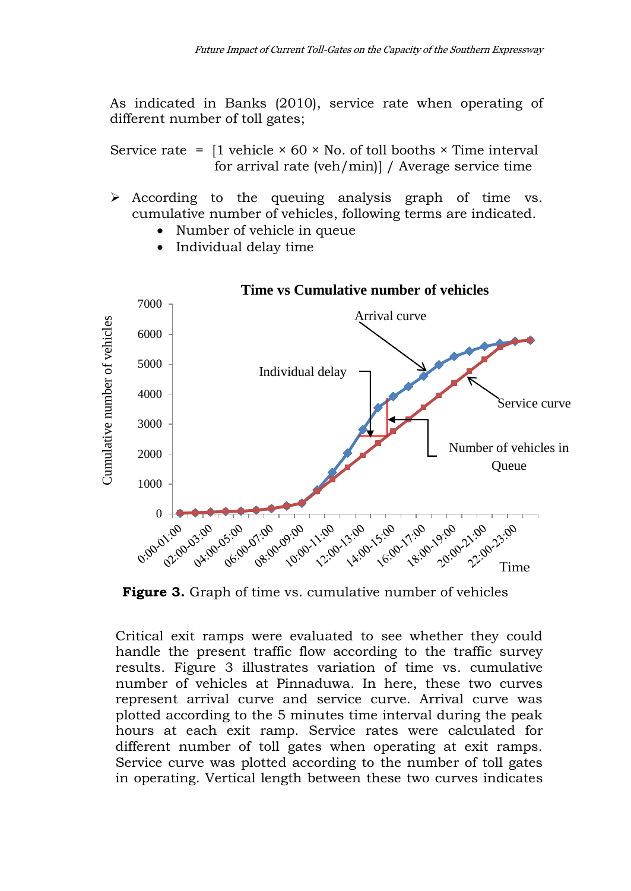As indicated in Banks (2010), service rate when operating of different number of toll gates;

Service rate = [1 vehicle × 60 × No. of toll booths × Time interval for arrival rate (veh/min)] / Average service time

- According to the queuing analysis graph of time vs. cumulative number of vehicles, following terms are indicated.
  - Number of vehicle in queue
  - Individual delay time

**Figure 3.** Graph of time vs. cumulative number of vehicles

Critical exit ramps were evaluated to see whether they could handle the present traffic flow according to the traffic survey results. Figure 3 illustrates variation of time vs. cumulative number of vehicles at Pinnaduwa. In here, these two curves represent arrival curve and service curve. Arrival curve was plotted according to the 5 minutes time interval during the peak hours at each exit ramp. Service rates were calculated for different number of toll gates when operating at exit ramps. Service curve was plotted according to the number of toll gates in operating. Vertical length between these two curves indicates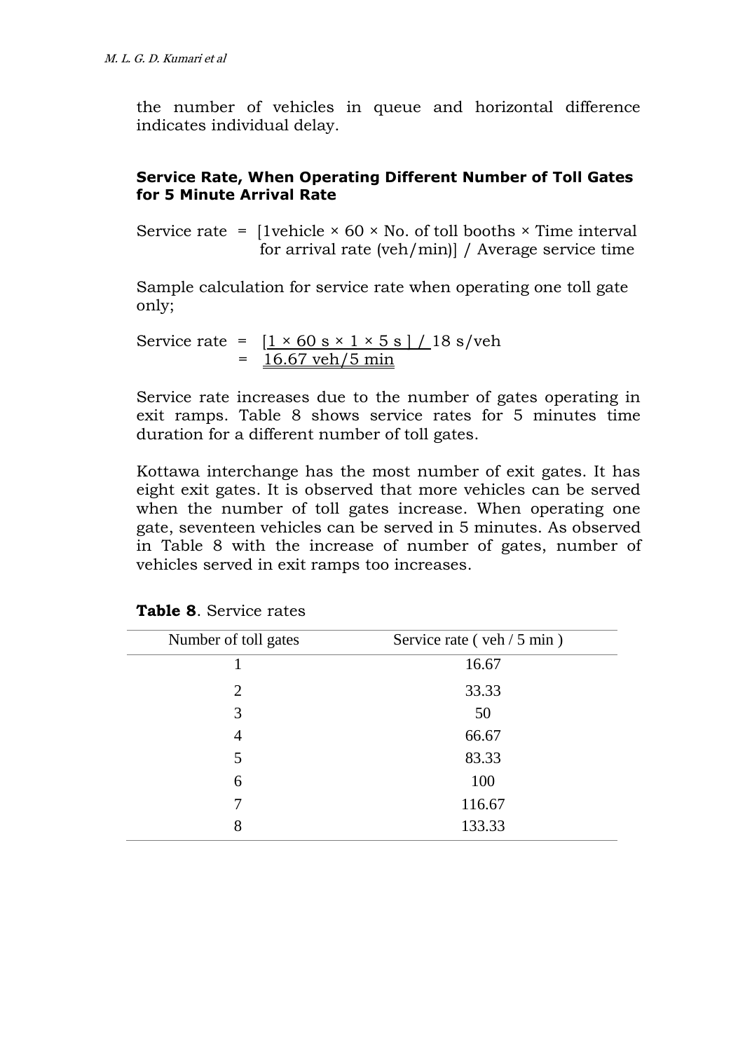the number of vehicles in queue and horizontal difference indicates individual delay.

### Service Rate, When Operating Different Number of Toll Gates for 5 Minute Arrival Rate

Service rate = [1vehicle × 60 × No. of toll booths × Time interval for arrival rate (veh/min)] / Average service time

Sample calculation for service rate when operating one toll gate only;

Service rate = [1 × 60 s × 1 × 5 s ] / 18 s/veh
= 16.67 veh/5 min

Service rate increases due to the number of gates operating in exit ramps. Table 8 shows service rates for 5 minutes time duration for a different number of toll gates.

Kottawa interchange has the most number of exit gates. It has eight exit gates. It is observed that more vehicles can be served when the number of toll gates increase. When operating one gate, seventeen vehicles can be served in 5 minutes. As observed in Table 8 with the increase of number of gates, number of vehicles served in exit ramps too increases.

**Table 8**. Service rates

| Number of toll gates | Service rate ( veh / 5 min ) |
|---|---|
| 1 | 16.67 |
| 2 | 33.33 |
| 3 | 50 |
| 4 | 66.67 |
| 5 | 83.33 |
| 6 | 100 |
| 7 | 116.67 |
| 8 | 133.33 |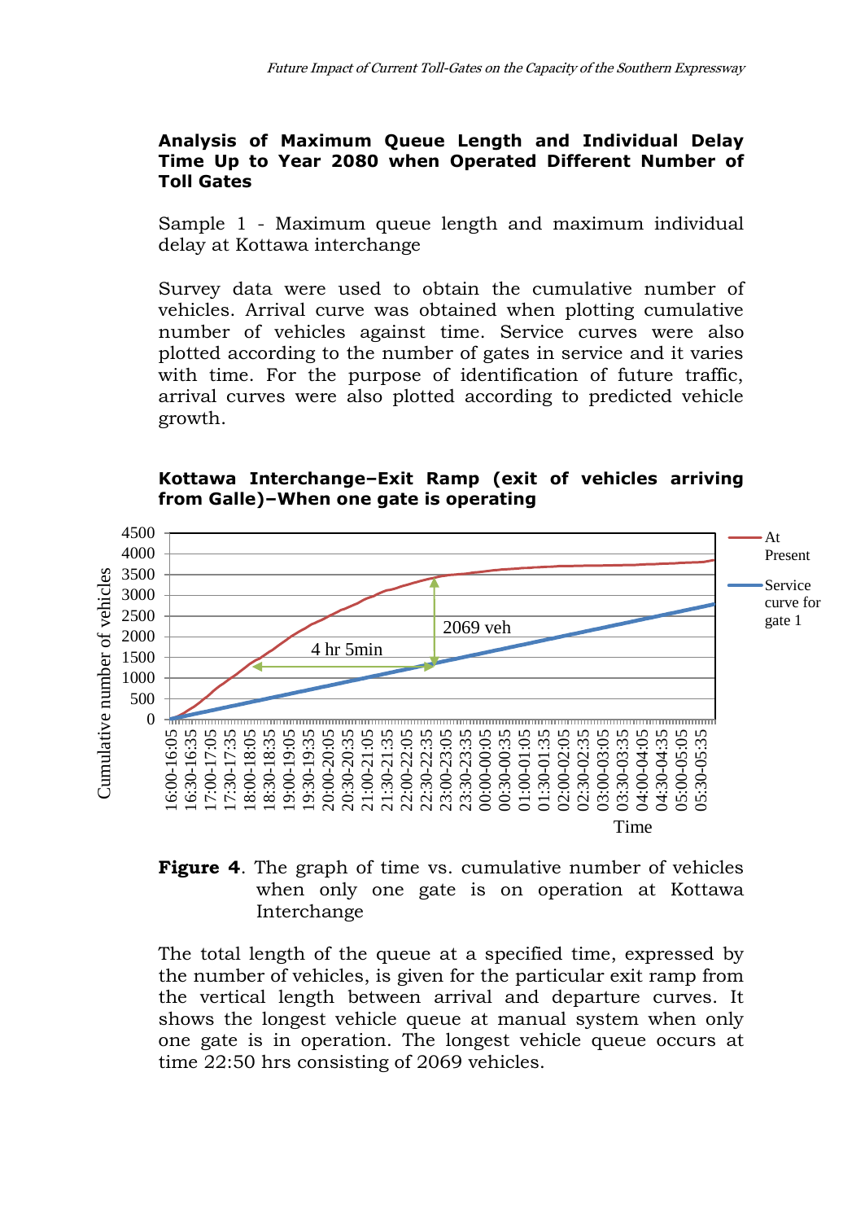**Analysis of Maximum Queue Length and Individual Delay Time Up to Year 2080 when Operated Different Number of Toll Gates**

Sample 1 - Maximum queue length and maximum individual delay at Kottawa interchange

Survey data were used to obtain the cumulative number of vehicles. Arrival curve was obtained when plotting cumulative number of vehicles against time. Service curves were also plotted according to the number of gates in service and it varies with time. For the purpose of identification of future traffic, arrival curves were also plotted according to predicted vehicle growth.

**Kottawa Interchange–Exit Ramp (exit of vehicles arriving from Galle)–When one gate is operating**

**Figure 4**. The graph of time vs. cumulative number of vehicles when only one gate is on operation at Kottawa Interchange

The total length of the queue at a specified time, expressed by the number of vehicles, is given for the particular exit ramp from the vertical length between arrival and departure curves. It shows the longest vehicle queue at manual system when only one gate is in operation. The longest vehicle queue occurs at time 22:50 hrs consisting of 2069 vehicles.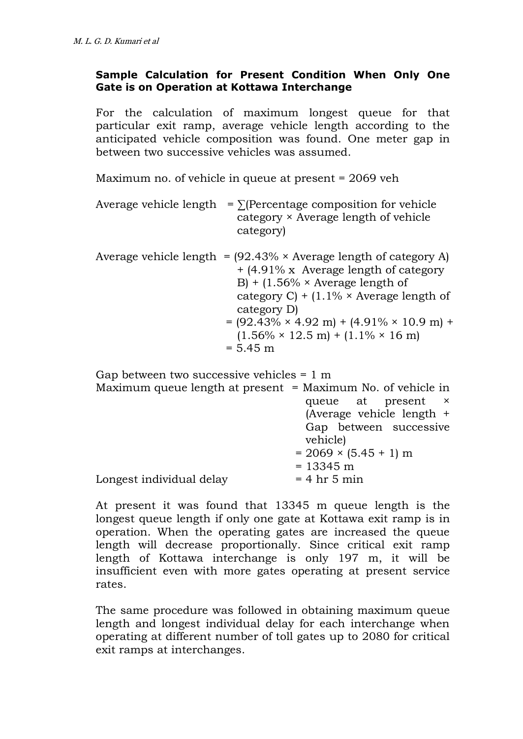**Sample Calculation for Present Condition When Only One Gate is on Operation at Kottawa Interchange**

For the calculation of maximum longest queue for that particular exit ramp, average vehicle length according to the anticipated vehicle composition was found. One meter gap in between two successive vehicles was assumed.

Maximum no. of vehicle in queue at present = 2069 veh

Average vehicle length = ∑(Percentage composition for vehicle category × Average length of vehicle category)

Average vehicle length = (92.43% × Average length of category A) + (4.91% x Average length of category B) + (1.56% × Average length of category C) + (1.1% × Average length of category D)
= (92.43% × 4.92 m) + (4.91% × 10.9 m) + (1.56% × 12.5 m) + (1.1% × 16 m)
= 5.45 m

Gap between two successive vehicles = 1 m

Maximum queue length at present = Maximum No. of vehicle in queue at present × (Average vehicle length + Gap between successive vehicle)
= 2069 × (5.45 + 1) m
= 13345 m

Longest individual delay = 4 hr 5 min

At present it was found that 13345 m queue length is the longest queue length if only one gate at Kottawa exit ramp is in operation. When the operating gates are increased the queue length will decrease proportionally. Since critical exit ramp length of Kottawa interchange is only 197 m, it will be insufficient even with more gates operating at present service rates.

The same procedure was followed in obtaining maximum queue length and longest individual delay for each interchange when operating at different number of toll gates up to 2080 for critical exit ramps at interchanges.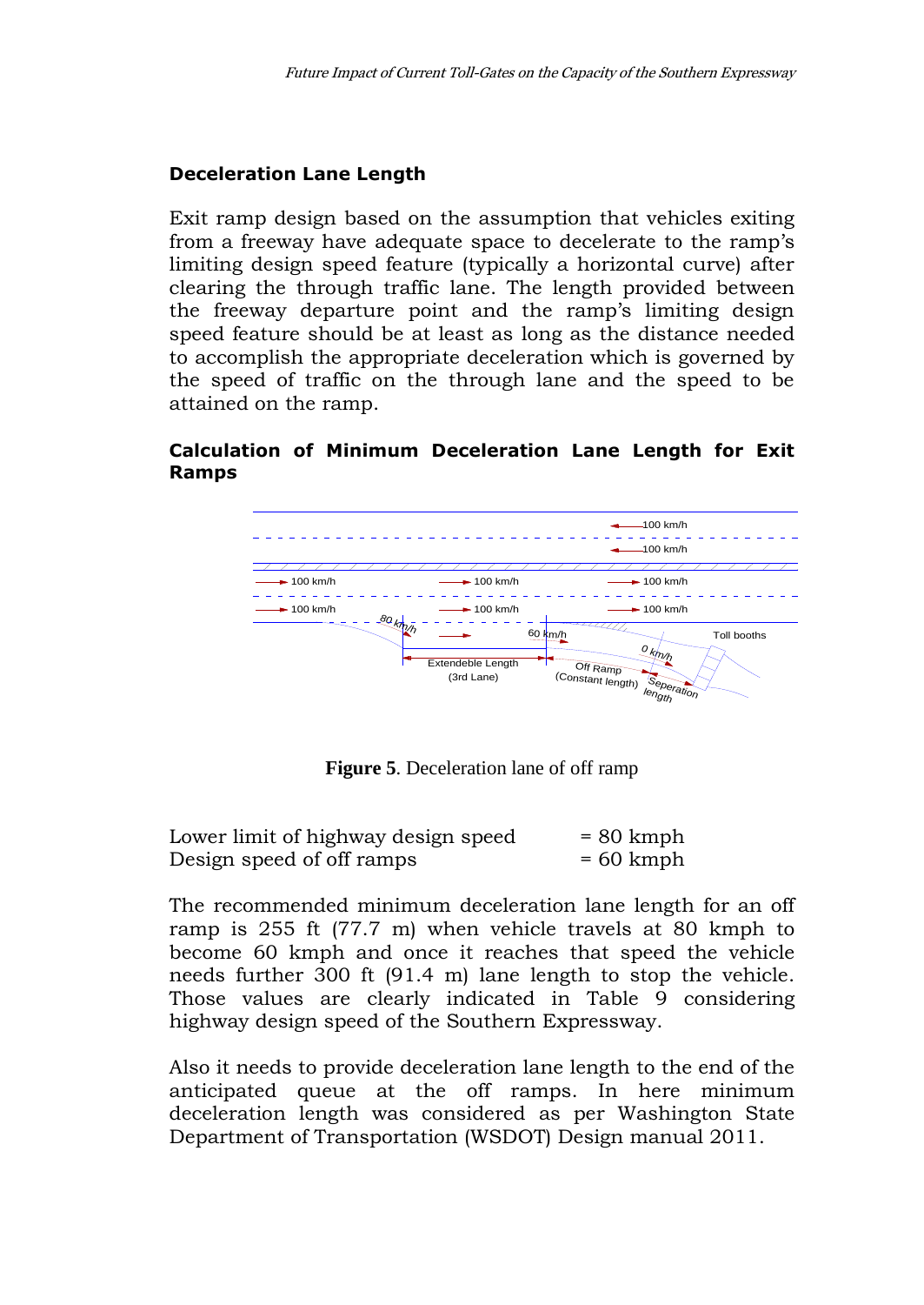### Deceleration Lane Length

Exit ramp design based on the assumption that vehicles exiting from a freeway have adequate space to decelerate to the ramp's limiting design speed feature (typically a horizontal curve) after clearing the through traffic lane. The length provided between the freeway departure point and the ramp's limiting design speed feature should be at least as long as the distance needed to accomplish the appropriate deceleration which is governed by the speed of traffic on the through lane and the speed to be attained on the ramp.

### Calculation of Minimum Deceleration Lane Length for Exit Ramps

**Figure 5**. Deceleration lane of off ramp

| | |
|---|---|
| Lower limit of highway design speed | = 80 kmph |
| Design speed of off ramps | = 60 kmph |

The recommended minimum deceleration lane length for an off ramp is 255 ft (77.7 m) when vehicle travels at 80 kmph to become 60 kmph and once it reaches that speed the vehicle needs further 300 ft (91.4 m) lane length to stop the vehicle. Those values are clearly indicated in Table 9 considering highway design speed of the Southern Expressway.

Also it needs to provide deceleration lane length to the end of the anticipated queue at the off ramps. In here minimum deceleration length was considered as per Washington State Department of Transportation (WSDOT) Design manual 2011.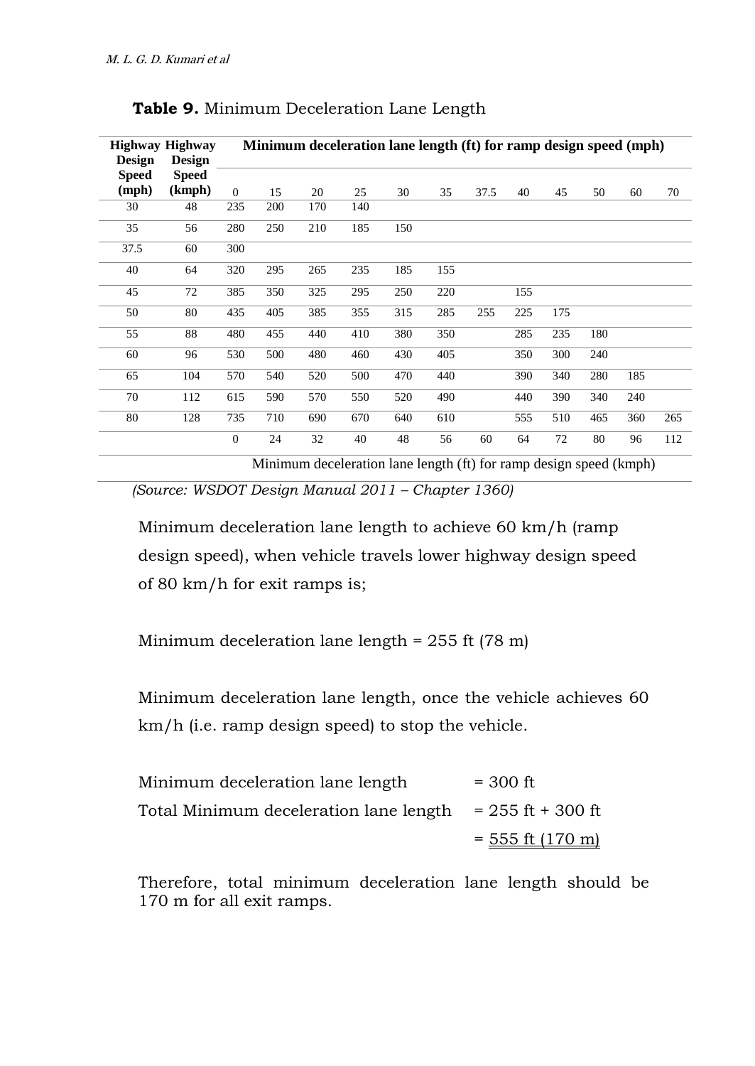**Table 9.** Minimum Deceleration Lane Length

| Highway Design Speed (mph) | Highway Design Speed (kmph) | Minimum deceleration lane length (ft) for ramp design speed (mph) | | | | | | | | | | | |
|---|---|---|---|---|---|---|---|---|---|---|---|---|---|
| | | 0 | 15 | 20 | 25 | 30 | 35 | 37.5 | 40 | 45 | 50 | 60 | 70 |
| 30 | 48 | 235 | 200 | 170 | 140 | | | | | | | | |
| 35 | 56 | 280 | 250 | 210 | 185 | 150 | | | | | | | |
| 37.5 | 60 | 300 | | | | | | | | | | | |
| 40 | 64 | 320 | 295 | 265 | 235 | 185 | 155 | | | | | | |
| 45 | 72 | 385 | 350 | 325 | 295 | 250 | 220 | | 155 | | | | |
| 50 | 80 | 435 | 405 | 385 | 355 | 315 | 285 | 255 | 225 | 175 | | | |
| 55 | 88 | 480 | 455 | 440 | 410 | 380 | 350 | | 285 | 235 | 180 | | |
| 60 | 96 | 530 | 500 | 480 | 460 | 430 | 405 | | 350 | 300 | 240 | | |
| 65 | 104 | 570 | 540 | 520 | 500 | 470 | 440 | | 390 | 340 | 280 | 185 | |
| 70 | 112 | 615 | 590 | 570 | 550 | 520 | 490 | | 440 | 390 | 340 | 240 | |
| 80 | 128 | 735 | 710 | 690 | 670 | 640 | 610 | | 555 | 510 | 465 | 360 | 265 |
| | | 0 | 24 | 32 | 40 | 48 | 56 | 60 | 64 | 72 | 80 | 96 | 112 |
| | | Minimum deceleration lane length (ft) for ramp design speed (kmph) | | | | | | | | | | | |

*(Source: WSDOT Design Manual 2011 – Chapter 1360)*

Minimum deceleration lane length to achieve 60 km/h (ramp design speed), when vehicle travels lower highway design speed of 80 km/h for exit ramps is;

Minimum deceleration lane length = 255 ft (78 m)

Minimum deceleration lane length, once the vehicle achieves 60 km/h (i.e. ramp design speed) to stop the vehicle.

Minimum deceleration lane length = 300 ft

Total Minimum deceleration lane length = 255 ft + 300 ft

= 555 ft (170 m)

Therefore, total minimum deceleration lane length should be 170 m for all exit ramps.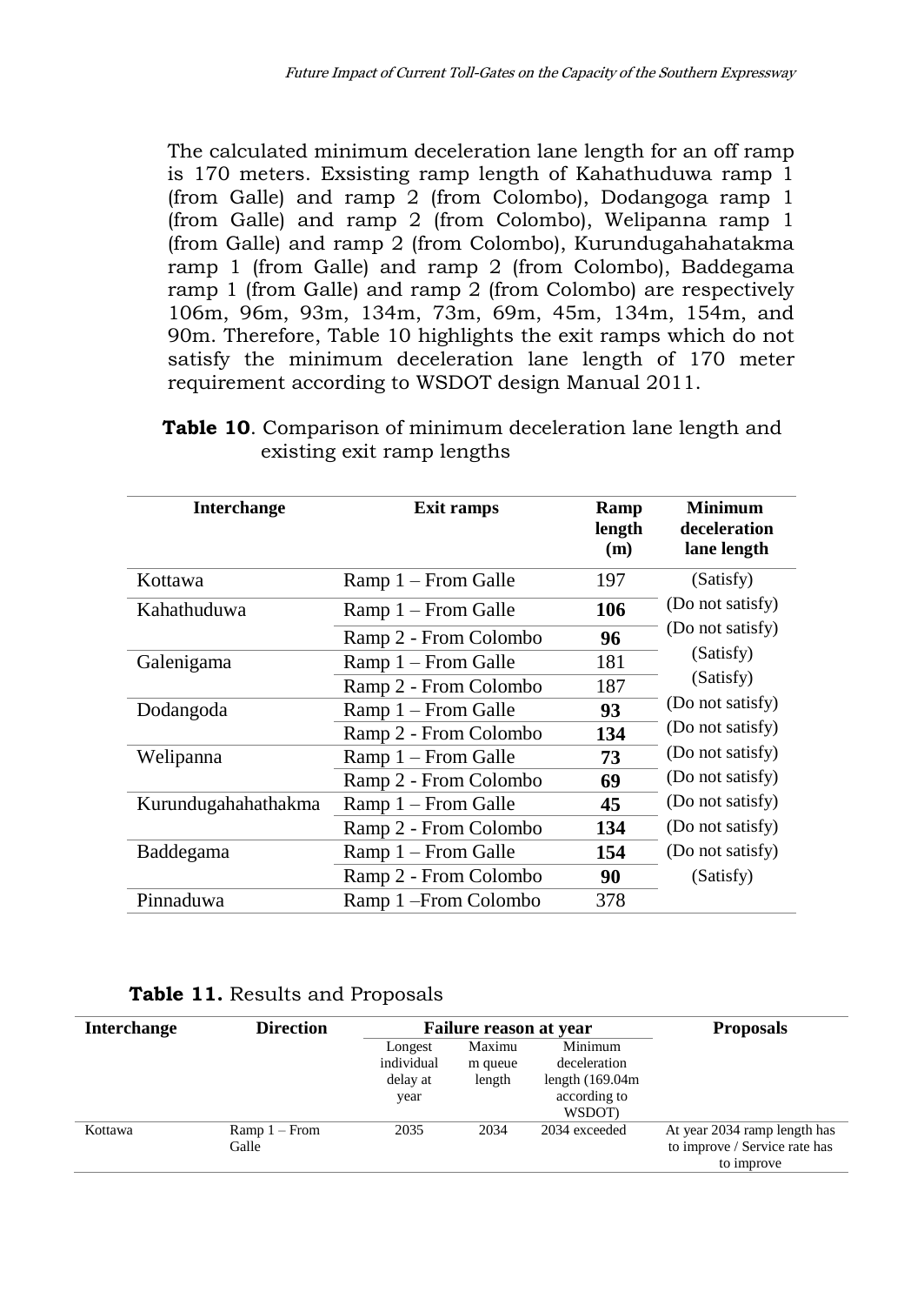The calculated minimum deceleration lane length for an off ramp is 170 meters. Exsisting ramp length of Kahathuduwa ramp 1 (from Galle) and ramp 2 (from Colombo), Dodangoga ramp 1 (from Galle) and ramp 2 (from Colombo), Welipanna ramp 1 (from Galle) and ramp 2 (from Colombo), Kurundugahahatakma ramp 1 (from Galle) and ramp 2 (from Colombo), Baddegama ramp 1 (from Galle) and ramp 2 (from Colombo) are respectively 106m, 96m, 93m, 134m, 73m, 69m, 45m, 134m, 154m, and 90m. Therefore, Table 10 highlights the exit ramps which do not satisfy the minimum deceleration lane length of 170 meter requirement according to WSDOT design Manual 2011.

**Table 10**. Comparison of minimum deceleration lane length and existing exit ramp lengths

| Interchange | Exit ramps | Ramp length (m) | Minimum deceleration lane length |
|---|---|---|---|
| Kottawa | Ramp 1 – From Galle | 197 | (Satisfy) |
| Kahathuduwa | Ramp 1 – From Galle | **106** | (Do not satisfy) |
| | Ramp 2 - From Colombo | **96** | (Do not satisfy) |
| Galenigama | Ramp 1 – From Galle | 181 | (Satisfy) |
| | Ramp 2 - From Colombo | 187 | (Satisfy) |
| Dodangoda | Ramp 1 – From Galle | **93** | (Do not satisfy) |
| | Ramp 2 - From Colombo | **134** | (Do not satisfy) |
| Welipanna | Ramp 1 – From Galle | **73** | (Do not satisfy) |
| | Ramp 2 - From Colombo | **69** | (Do not satisfy) |
| Kurundugahahathakma | Ramp 1 – From Galle | **45** | (Do not satisfy) |
| | Ramp 2 - From Colombo | **134** | (Do not satisfy) |
| Baddegama | Ramp 1 – From Galle | **154** | (Do not satisfy) |
| | Ramp 2 - From Colombo | **90** | (Satisfy) |
| Pinnaduwa | Ramp 1 –From Colombo | 378 | |

**Table 11.** Results and Proposals

| Interchange | Direction | Failure reason at year | | | Proposals |
|---|---|---|---|---|---|
| | | Longest individual delay at year | Maximum queue length | Minimum deceleration length (169.04m according to WSDOT) | |
| Kottawa | Ramp 1 – From Galle | 2035 | 2034 | 2034 exceeded | At year 2034 ramp length has to improve / Service rate has to improve |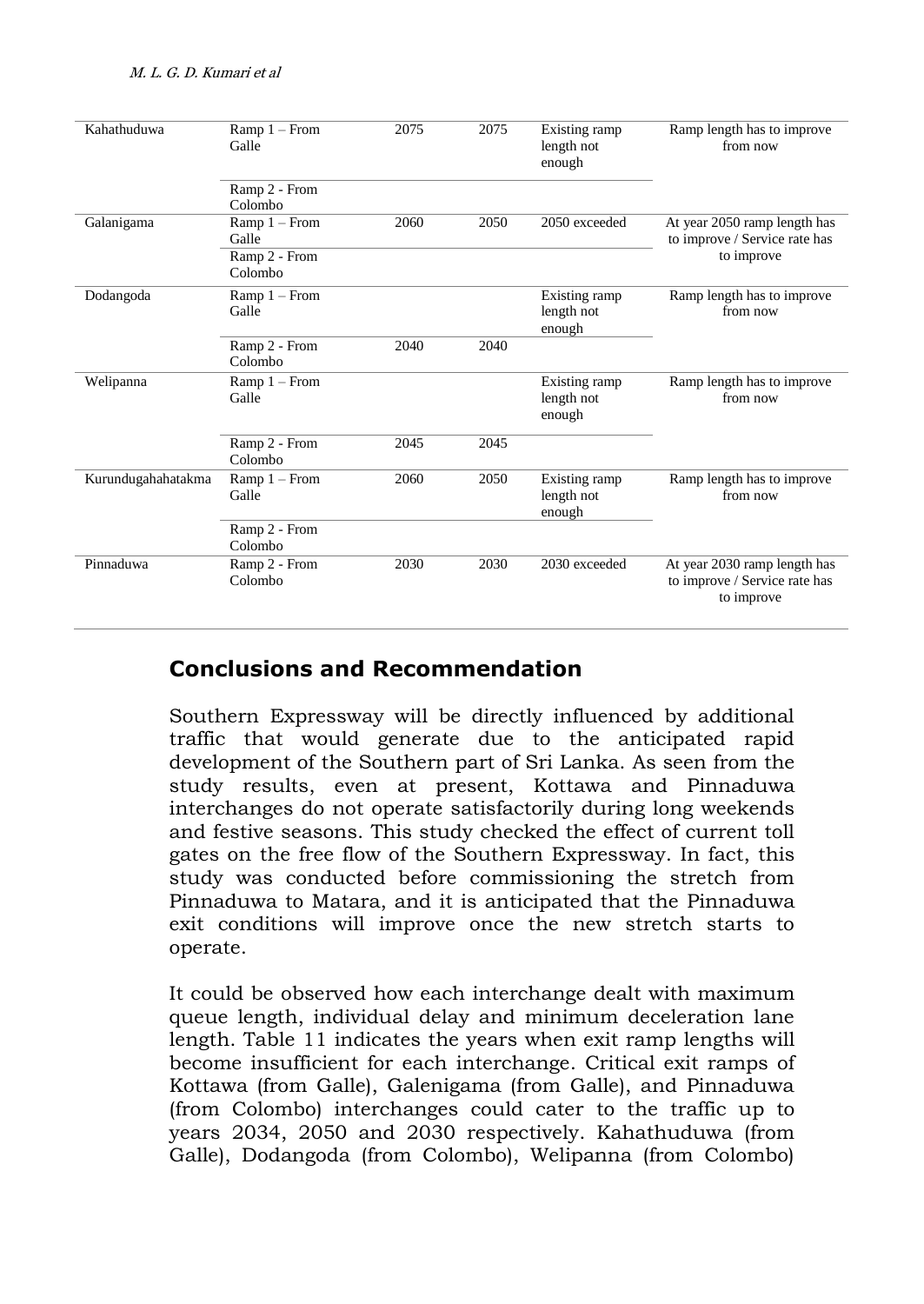| Kahathuduwa | Ramp 1 – From Galle | 2075 | 2075 | Existing ramp length not enough | Ramp length has to improve from now |
|---|---|---|---|---|---|
| | Ramp 2 - From Colombo | | | | |
| Galanigama | Ramp 1 – From Galle | 2060 | 2050 | 2050 exceeded | At year 2050 ramp length has to improve / Service rate has to improve |
| | Ramp 2 - From Colombo | | | | |
| Dodangoda | Ramp 1 – From Galle | | | Existing ramp length not enough | Ramp length has to improve from now |
| | Ramp 2 - From Colombo | 2040 | 2040 | | |
| Welipanna | Ramp 1 – From Galle | | | Existing ramp length not enough | Ramp length has to improve from now |
| | Ramp 2 - From Colombo | 2045 | 2045 | | |
| Kurundugahahatakma | Ramp 1 – From Galle | 2060 | 2050 | Existing ramp length not enough | Ramp length has to improve from now |
| | Ramp 2 - From Colombo | | | | |
| Pinnaduwa | Ramp 2 - From Colombo | 2030 | 2030 | 2030 exceeded | At year 2030 ramp length has to improve / Service rate has to improve |

## Conclusions and Recommendation

Southern Expressway will be directly influenced by additional traffic that would generate due to the anticipated rapid development of the Southern part of Sri Lanka. As seen from the study results, even at present, Kottawa and Pinnaduwa interchanges do not operate satisfactorily during long weekends and festive seasons. This study checked the effect of current toll gates on the free flow of the Southern Expressway. In fact, this study was conducted before commissioning the stretch from Pinnaduwa to Matara, and it is anticipated that the Pinnaduwa exit conditions will improve once the new stretch starts to operate.

It could be observed how each interchange dealt with maximum queue length, individual delay and minimum deceleration lane length. Table 11 indicates the years when exit ramp lengths will become insufficient for each interchange. Critical exit ramps of Kottawa (from Galle), Galenigama (from Galle), and Pinnaduwa (from Colombo) interchanges could cater to the traffic up to years 2034, 2050 and 2030 respectively. Kahathuduwa (from Galle), Dodangoda (from Colombo), Welipanna (from Colombo)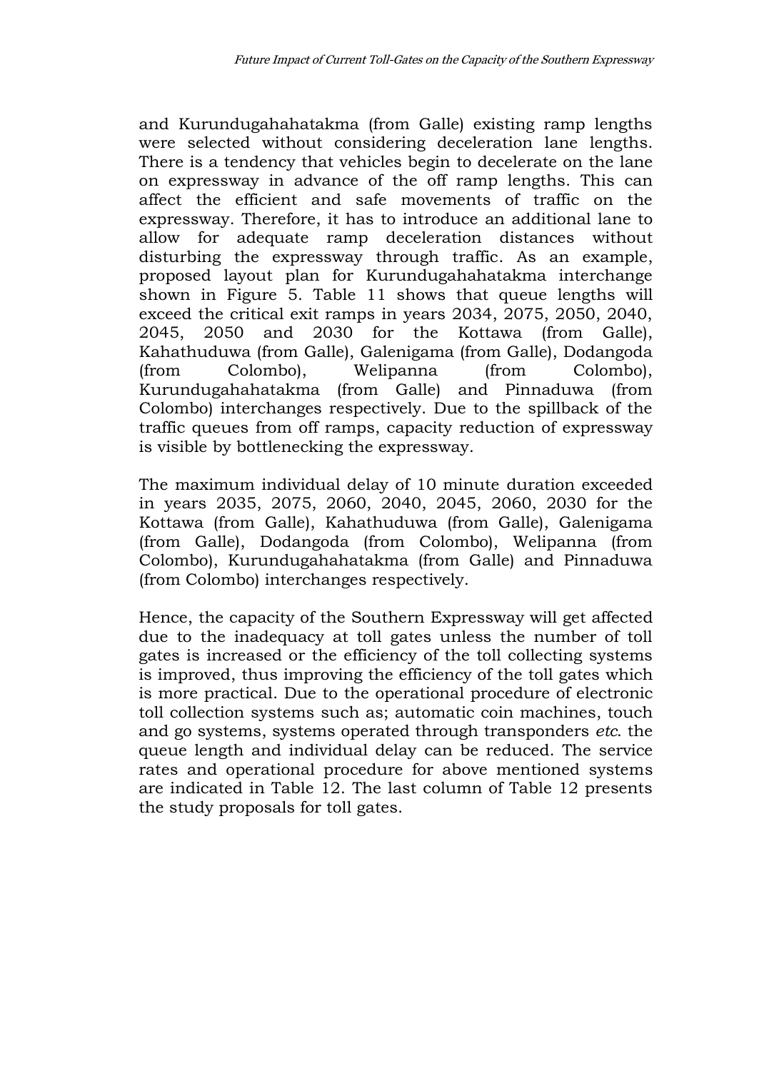and Kurundugahahatakma (from Galle) existing ramp lengths were selected without considering deceleration lane lengths. There is a tendency that vehicles begin to decelerate on the lane on expressway in advance of the off ramp lengths. This can affect the efficient and safe movements of traffic on the expressway. Therefore, it has to introduce an additional lane to allow for adequate ramp deceleration distances without disturbing the expressway through traffic. As an example, proposed layout plan for Kurundugahahatakma interchange shown in Figure 5. Table 11 shows that queue lengths will exceed the critical exit ramps in years 2034, 2075, 2050, 2040, 2045, 2050 and 2030 for the Kottawa (from Galle), Kahathuduwa (from Galle), Galenigama (from Galle), Dodangoda (from Colombo), Welipanna (from Colombo), Kurundugahahatakma (from Galle) and Pinnaduwa (from Colombo) interchanges respectively. Due to the spillback of the traffic queues from off ramps, capacity reduction of expressway is visible by bottlenecking the expressway.

The maximum individual delay of 10 minute duration exceeded in years 2035, 2075, 2060, 2040, 2045, 2060, 2030 for the Kottawa (from Galle), Kahathuduwa (from Galle), Galenigama (from Galle), Dodangoda (from Colombo), Welipanna (from Colombo), Kurundugahahatakma (from Galle) and Pinnaduwa (from Colombo) interchanges respectively.

Hence, the capacity of the Southern Expressway will get affected due to the inadequacy at toll gates unless the number of toll gates is increased or the efficiency of the toll collecting systems is improved, thus improving the efficiency of the toll gates which is more practical. Due to the operational procedure of electronic toll collection systems such as; automatic coin machines, touch and go systems, systems operated through transponders *etc*. the queue length and individual delay can be reduced. The service rates and operational procedure for above mentioned systems are indicated in Table 12. The last column of Table 12 presents the study proposals for toll gates.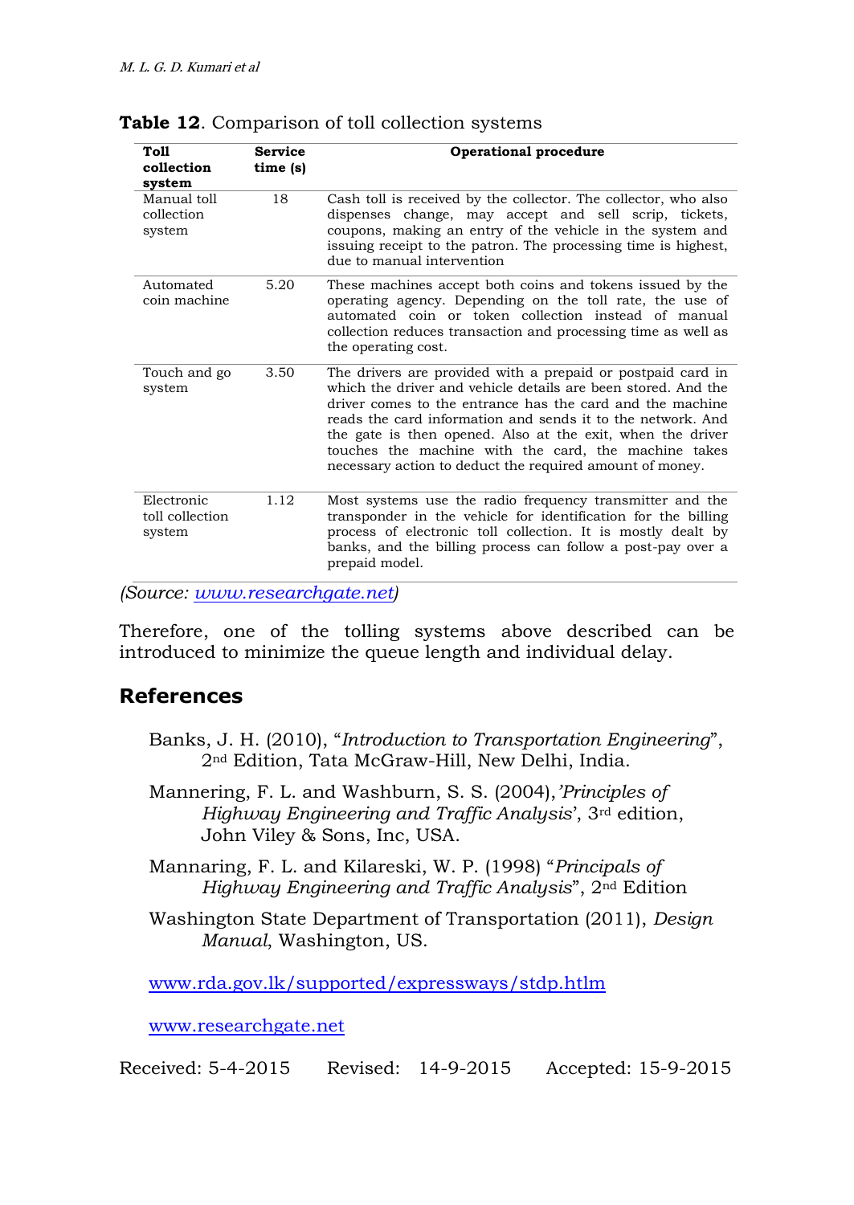**Table 12**. Comparison of toll collection systems

| Toll collection system | Service time (s) | Operational procedure |
|---|---|---|
| Manual toll collection system | 18 | Cash toll is received by the collector. The collector, who also dispenses change, may accept and sell scrip, tickets, coupons, making an entry of the vehicle in the system and issuing receipt to the patron. The processing time is highest, due to manual intervention |
| Automated coin machine | 5.20 | These machines accept both coins and tokens issued by the operating agency. Depending on the toll rate, the use of automated coin or token collection instead of manual collection reduces transaction and processing time as well as the operating cost. |
| Touch and go system | 3.50 | The drivers are provided with a prepaid or postpaid card in which the driver and vehicle details are been stored. And the driver comes to the entrance has the card and the machine reads the card information and sends it to the network. And the gate is then opened. Also at the exit, when the driver touches the machine with the card, the machine takes necessary action to deduct the required amount of money. |
| Electronic toll collection system | 1.12 | Most systems use the radio frequency transmitter and the transponder in the vehicle for identification for the billing process of electronic toll collection. It is mostly dealt by banks, and the billing process can follow a post-pay over a prepaid model. |

*(Source: www.researchgate.net)*

Therefore, one of the tolling systems above described can be introduced to minimize the queue length and individual delay.

## References

Banks, J. H. (2010), "*Introduction to Transportation Engineering*", 2nd Edition, Tata McGraw-Hill, New Delhi, India.

Mannering, F. L. and Washburn, S. S. (2004), *'Principles of Highway Engineering and Traffic Analysis*', 3rd edition, John Viley & Sons, Inc, USA.

Mannaring, F. L. and Kilareski, W. P. (1998) "*Principals of Highway Engineering and Traffic Analysis*", 2nd Edition

Washington State Department of Transportation (2011), *Design Manual*, Washington, US.

www.rda.gov.lk/supported/expressways/stdp.htlm

www.researchgate.net

Received: 5-4-2015 Revised: 14-9-2015 Accepted: 15-9-2015